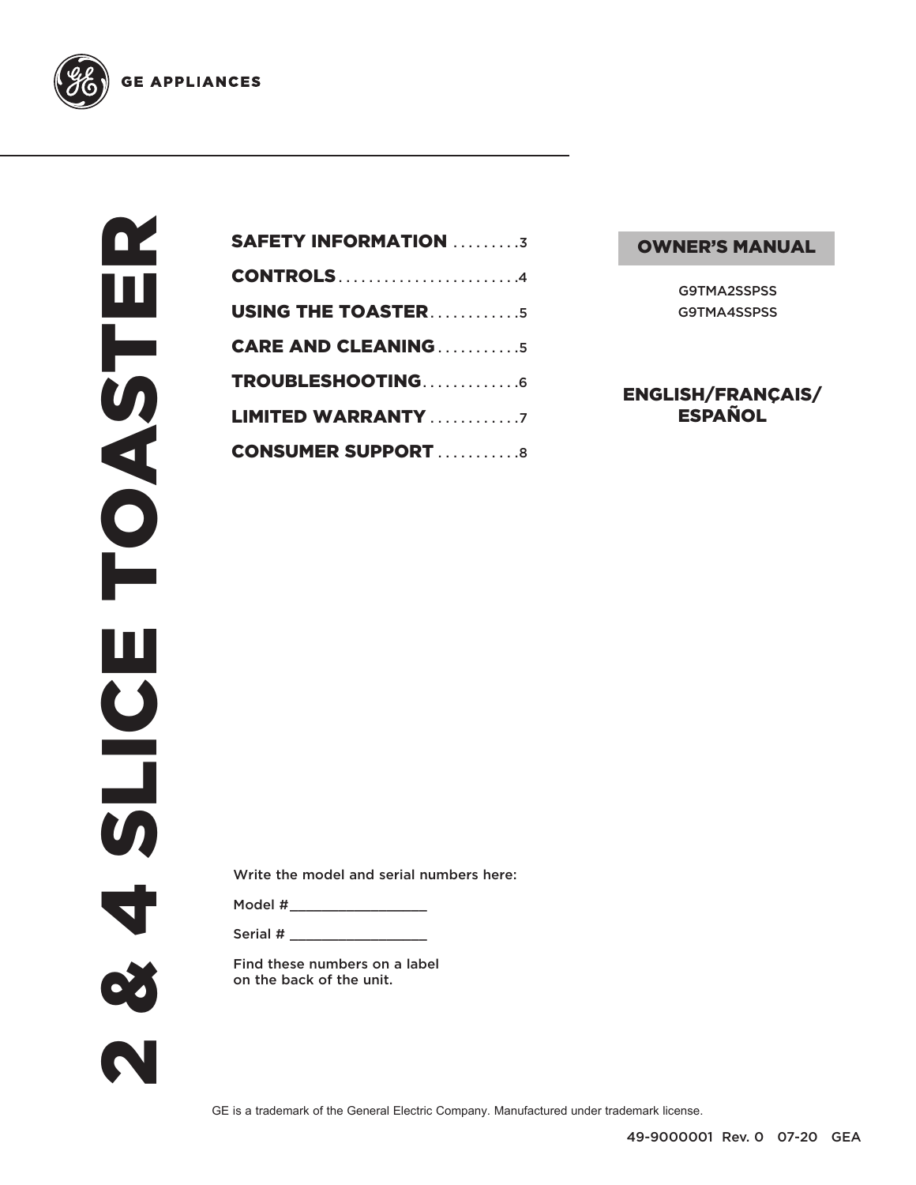GE APPLIANCES

# 2 & 4 SLICE TOASTER

**SAFETY INFORMATION** .........3
**CONTROLS**........................4
**USING THE TOASTER**............5
**CARE AND CLEANING**...........5
**TROUBLESHOOTING**.............6
**LIMITED WARRANTY**............7
**CONSUMER SUPPORT**...........8

**OWNER'S MANUAL**

G9TMA2SSPSS
G9TMA4SSPSS

**ENGLISH/FRANÇAIS/ ESPAÑOL**

Write the model and serial numbers here:

Model #_______________

Serial # _______________

Find these numbers on a label on the back of the unit.

GE is a trademark of the General Electric Company. Manufactured under trademark license.

49-9000001 Rev. 0 07-20 GEA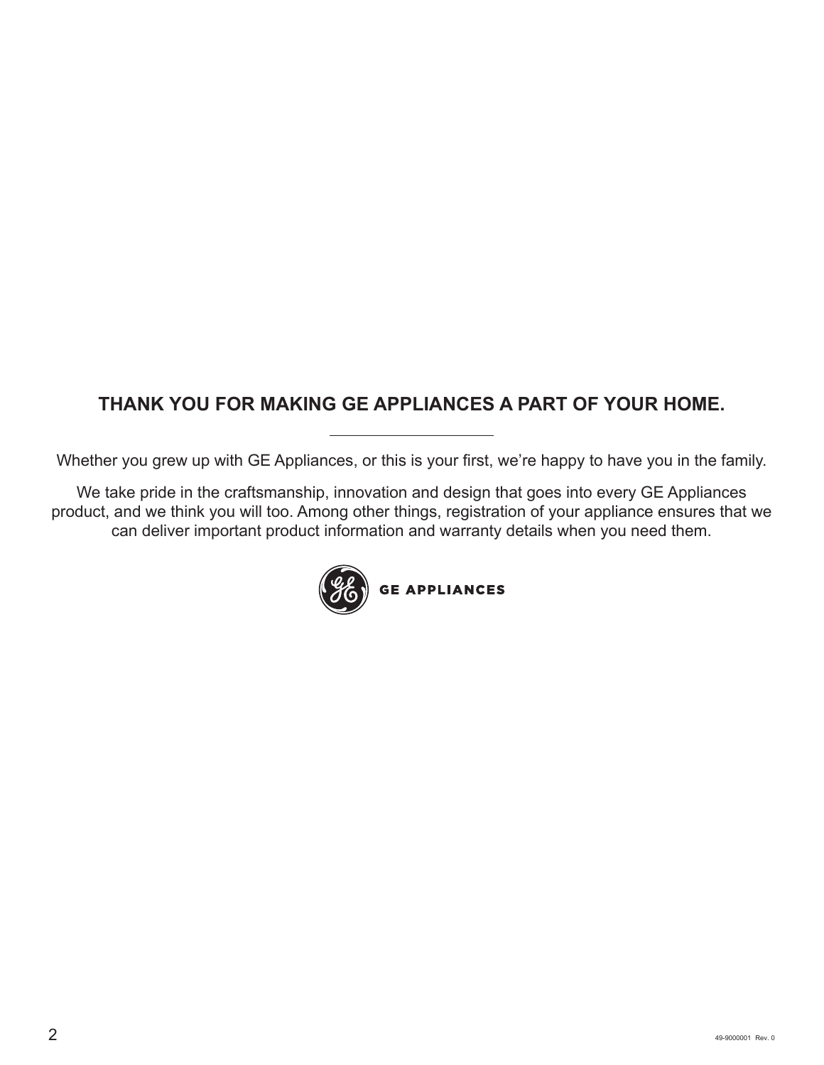## THANK YOU FOR MAKING GE APPLIANCES A PART OF YOUR HOME.

Whether you grew up with GE Appliances, or this is your first, we're happy to have you in the family.

We take pride in the craftsmanship, innovation and design that goes into every GE Appliances product, and we think you will too. Among other things, registration of your appliance ensures that we can deliver important product information and warranty details when you need them.

GE APPLIANCES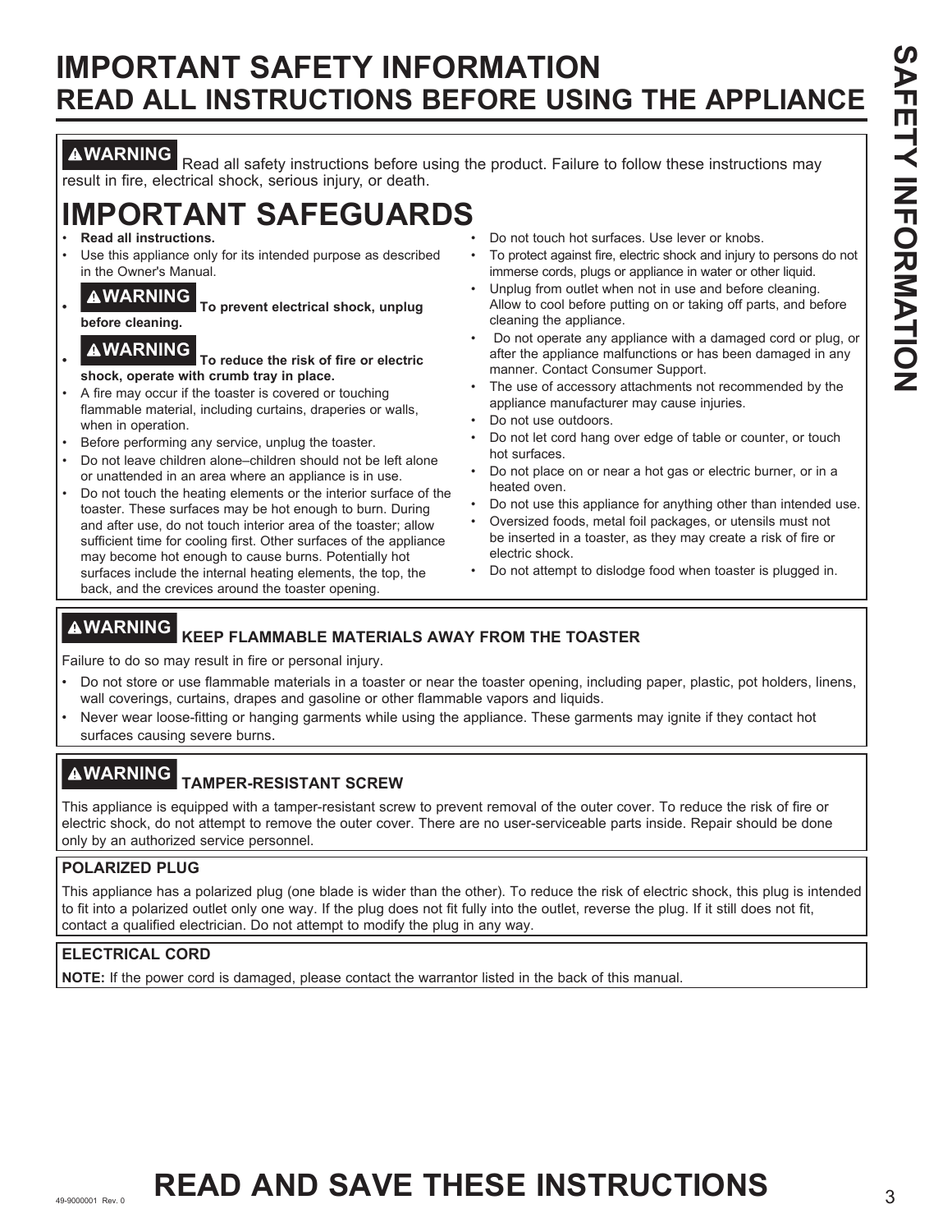# IMPORTANT SAFETY INFORMATION
## READ ALL INSTRUCTIONS BEFORE USING THE APPLIANCE

**⚠WARNING** Read all safety instructions before using the product. Failure to follow these instructions may result in fire, electrical shock, serious injury, or death.

## IMPORTANT SAFEGUARDS

- **Read all instructions.**
- Use this appliance only for its intended purpose as described in the Owner's Manual.
- **⚠WARNING To prevent electrical shock, unplug before cleaning.**
- **⚠WARNING To reduce the risk of fire or electric shock, operate with crumb tray in place.**
- A fire may occur if the toaster is covered or touching flammable material, including curtains, draperies or walls, when in operation.
- Before performing any service, unplug the toaster.
- Do not leave children alone–children should not be left alone or unattended in an area where an appliance is in use.
- Do not touch the heating elements or the interior surface of the toaster. These surfaces may be hot enough to burn. During and after use, do not touch interior area of the toaster; allow sufficient time for cooling first. Other surfaces of the appliance may become hot enough to cause burns. Potentially hot surfaces include the internal heating elements, the top, the back, and the crevices around the toaster opening.
- Do not touch hot surfaces. Use lever or knobs.
- To protect against fire, electric shock and injury to persons do not immerse cords, plugs or appliance in water or other liquid.
- Unplug from outlet when not in use and before cleaning. Allow to cool before putting on or taking off parts, and before cleaning the appliance.
- Do not operate any appliance with a damaged cord or plug, or after the appliance malfunctions or has been damaged in any manner. Contact Consumer Support.
- The use of accessory attachments not recommended by the appliance manufacturer may cause injuries.
- Do not use outdoors.
- Do not let cord hang over edge of table or counter, or touch hot surfaces.
- Do not place on or near a hot gas or electric burner, or in a heated oven.
- Do not use this appliance for anything other than intended use.
- Oversized foods, metal foil packages, or utensils must not be inserted in a toaster, as they may create a risk of fire or electric shock.
- Do not attempt to dislodge food when toaster is plugged in.

**⚠WARNING KEEP FLAMMABLE MATERIALS AWAY FROM THE TOASTER**

Failure to do so may result in fire or personal injury.

- Do not store or use flammable materials in a toaster or near the toaster opening, including paper, plastic, pot holders, linens, wall coverings, curtains, drapes and gasoline or other flammable vapors and liquids.
- Never wear loose-fitting or hanging garments while using the appliance. These garments may ignite if they contact hot surfaces causing severe burns.

**⚠WARNING TAMPER-RESISTANT SCREW**

This appliance is equipped with a tamper-resistant screw to prevent removal of the outer cover. To reduce the risk of fire or electric shock, do not attempt to remove the outer cover. There are no user-serviceable parts inside. Repair should be done only by an authorized service personnel.

**POLARIZED PLUG**

This appliance has a polarized plug (one blade is wider than the other). To reduce the risk of electric shock, this plug is intended to fit into a polarized outlet only one way. If the plug does not fit fully into the outlet, reverse the plug. If it still does not fit, contact a qualified electrician. Do not attempt to modify the plug in any way.

**ELECTRICAL CORD**

**NOTE:** If the power cord is damaged, please contact the warrantor listed in the back of this manual.

## READ AND SAVE THESE INSTRUCTIONS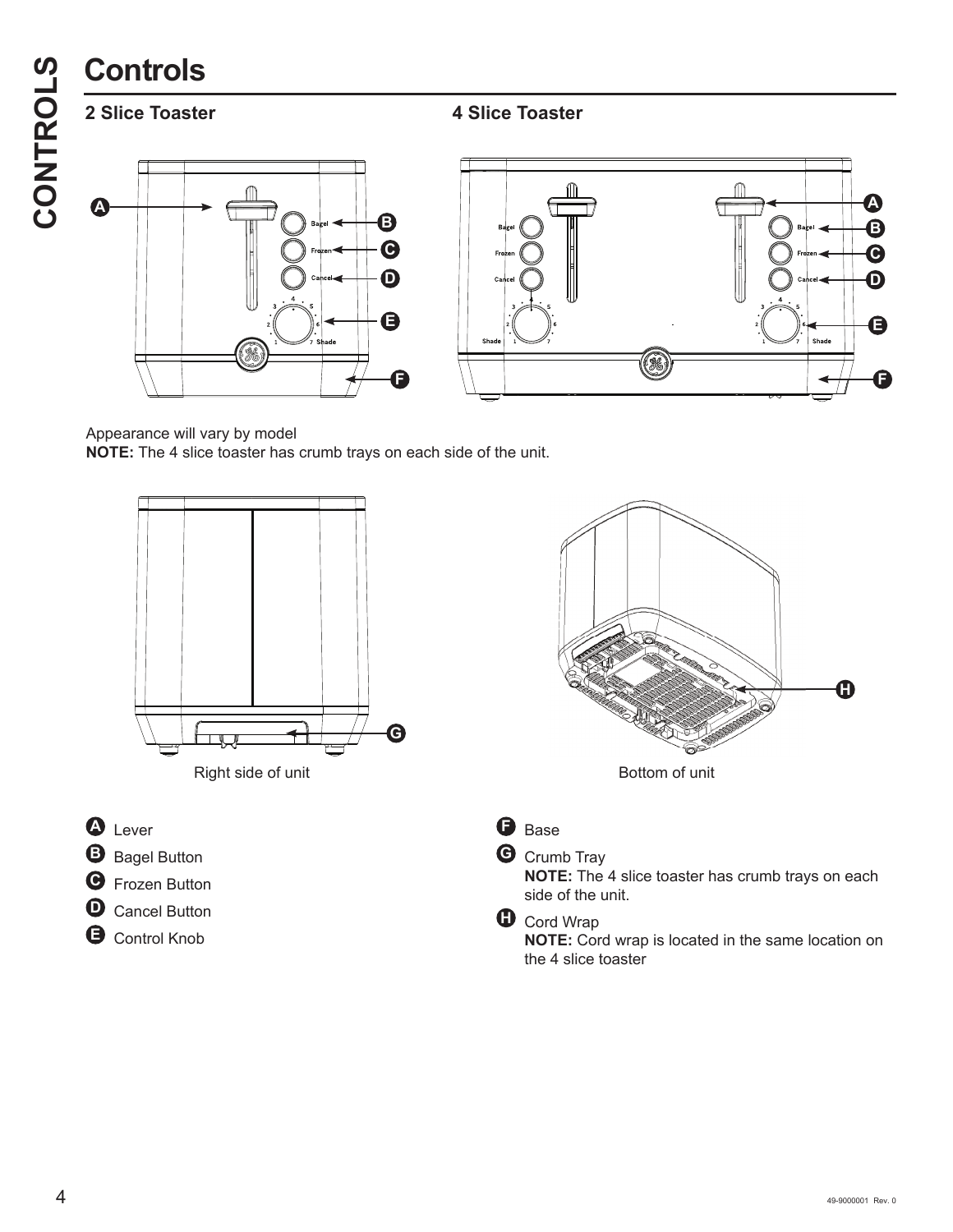# Controls

## 2 Slice Toaster

## 4 Slice Toaster

Appearance will vary by model

**NOTE:** The 4 slice toaster has crumb trays on each side of the unit.

Right side of unit

Bottom of unit

- **A** Lever
- **B** Bagel Button
- **C** Frozen Button
- **D** Cancel Button
- **E** Control Knob
- **F** Base
- **G** Crumb Tray
  **NOTE:** The 4 slice toaster has crumb trays on each side of the unit.
- **H** Cord Wrap
  **NOTE:** Cord wrap is located in the same location on the 4 slice toaster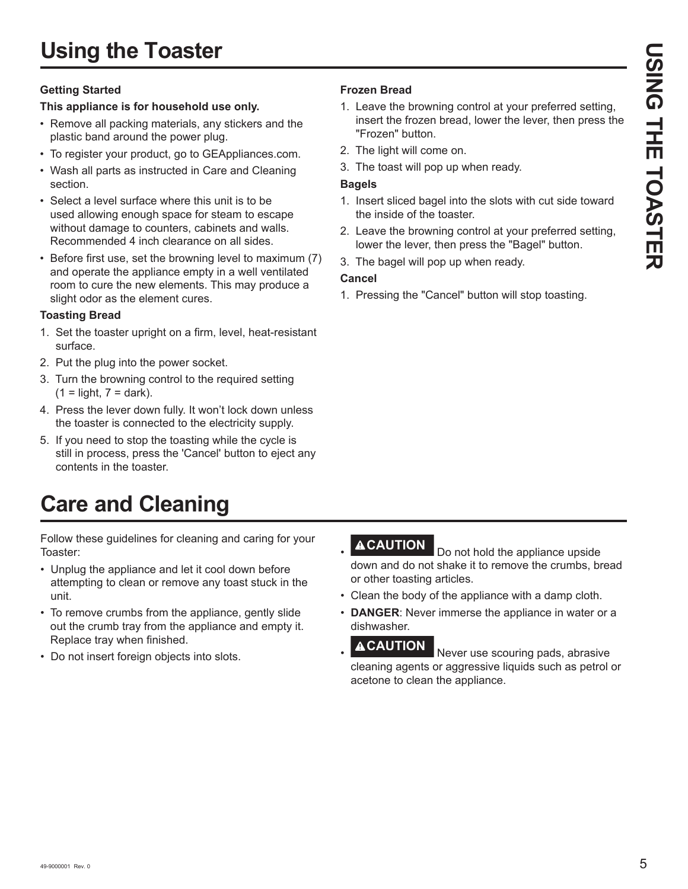# Using the Toaster

### Getting Started

**This appliance is for household use only.**

- Remove all packing materials, any stickers and the plastic band around the power plug.
- To register your product, go to GEAppliances.com.
- Wash all parts as instructed in Care and Cleaning section.
- Select a level surface where this unit is to be used allowing enough space for steam to escape without damage to counters, cabinets and walls. Recommended 4 inch clearance on all sides.
- Before first use, set the browning level to maximum (7) and operate the appliance empty in a well ventilated room to cure the new elements. This may produce a slight odor as the element cures.

### Toasting Bread

1. Set the toaster upright on a firm, level, heat-resistant surface.
2. Put the plug into the power socket.
3. Turn the browning control to the required setting (1 = light, 7 = dark).
4. Press the lever down fully. It won't lock down unless the toaster is connected to the electricity supply.
5. If you need to stop the toasting while the cycle is still in process, press the 'Cancel' button to eject any contents in the toaster.

### Frozen Bread

1. Leave the browning control at your preferred setting, insert the frozen bread, lower the lever, then press the "Frozen" button.
2. The light will come on.
3. The toast will pop up when ready.

### Bagels

1. Insert sliced bagel into the slots with cut side toward the inside of the toaster.
2. Leave the browning control at your preferred setting, lower the lever, then press the "Bagel" button.
3. The bagel will pop up when ready.

### Cancel

1. Pressing the "Cancel" button will stop toasting.

# Care and Cleaning

Follow these guidelines for cleaning and caring for your Toaster:

- Unplug the appliance and let it cool down before attempting to clean or remove any toast stuck in the unit.
- To remove crumbs from the appliance, gently slide out the crumb tray from the appliance and empty it. Replace tray when finished.
- Do not insert foreign objects into slots.
- **⚠CAUTION** Do not hold the appliance upside down and do not shake it to remove the crumbs, bread or other toasting articles.
- Clean the body of the appliance with a damp cloth.
- **DANGER**: Never immerse the appliance in water or a dishwasher.
- **⚠CAUTION** Never use scouring pads, abrasive cleaning agents or aggressive liquids such as petrol or acetone to clean the appliance.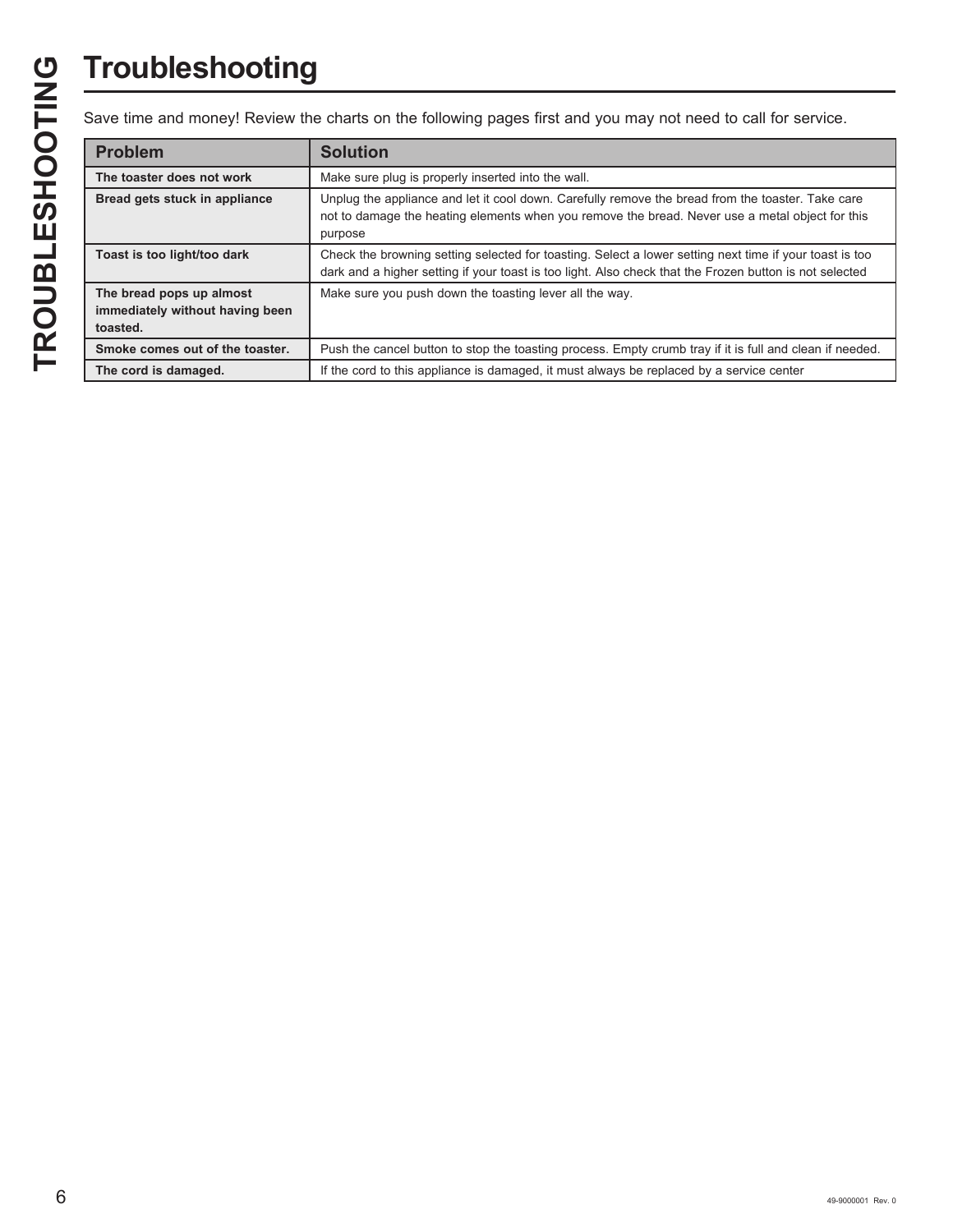# Troubleshooting

Save time and money! Review the charts on the following pages first and you may not need to call for service.

| Problem | Solution |
|---|---|
| **The toaster does not work** | Make sure plug is properly inserted into the wall. |
| **Bread gets stuck in appliance** | Unplug the appliance and let it cool down. Carefully remove the bread from the toaster. Take care not to damage the heating elements when you remove the bread. Never use a metal object for this purpose |
| **Toast is too light/too dark** | Check the browning setting selected for toasting. Select a lower setting next time if your toast is too dark and a higher setting if your toast is too light. Also check that the Frozen button is not selected |
| **The bread pops up almost immediately without having been toasted.** | Make sure you push down the toasting lever all the way. |
| **Smoke comes out of the toaster.** | Push the cancel button to stop the toasting process. Empty crumb tray if it is full and clean if needed. |
| **The cord is damaged.** | If the cord to this appliance is damaged, it must always be replaced by a service center |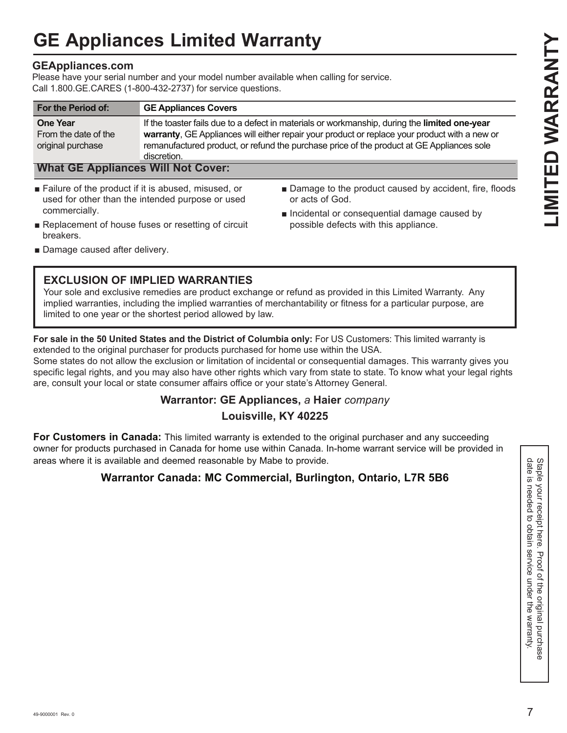# GE Appliances Limited Warranty

**LIMITED WARRANTY**

### GEAppliances.com

Please have your serial number and your model number available when calling for service.
Call 1.800.GE.CARES (1-800-432-2737) for service questions.

| For the Period of: | GE Appliances Covers |
|---|---|
| **One Year**<br>From the date of the original purchase | If the toaster fails due to a defect in materials or workmanship, during the **limited one-year warranty**, GE Appliances will either repair your product or replace your product with a new or remanufactured product, or refund the purchase price of the product at GE Appliances sole discretion. |

### What GE Appliances Will Not Cover:

- Failure of the product if it is abused, misused, or used for other than the intended purpose or used commercially.
- Replacement of house fuses or resetting of circuit breakers.
- Damage caused after delivery.
- Damage to the product caused by accident, fire, floods or acts of God.
- Incidental or consequential damage caused by possible defects with this appliance.

### EXCLUSION OF IMPLIED WARRANTIES

Your sole and exclusive remedies are product exchange or refund as provided in this Limited Warranty. Any implied warranties, including the implied warranties of merchantability or fitness for a particular purpose, are limited to one year or the shortest period allowed by law.

**For sale in the 50 United States and the District of Columbia only:** For US Customers: This limited warranty is extended to the original purchaser for products purchased for home use within the USA.
Some states do not allow the exclusion or limitation of incidental or consequential damages. This warranty gives you specific legal rights, and you may also have other rights which vary from state to state. To know what your legal rights are, consult your local or state consumer affairs office or your state's Attorney General.

**Warrantor: GE Appliances,** *a* **Haier** *company*

**Louisville, KY 40225**

**For Customers in Canada:** This limited warranty is extended to the original purchaser and any succeeding owner for products purchased in Canada for home use within Canada. In-home warrant service will be provided in areas where it is available and deemed reasonable by Mabe to provide.

**Warrantor Canada: MC Commercial, Burlington, Ontario, L7R 5B6**

Staple your receipt here. Proof of the original purchase date is needed to obtain service under the warranty.

49-9000001 Rev. 0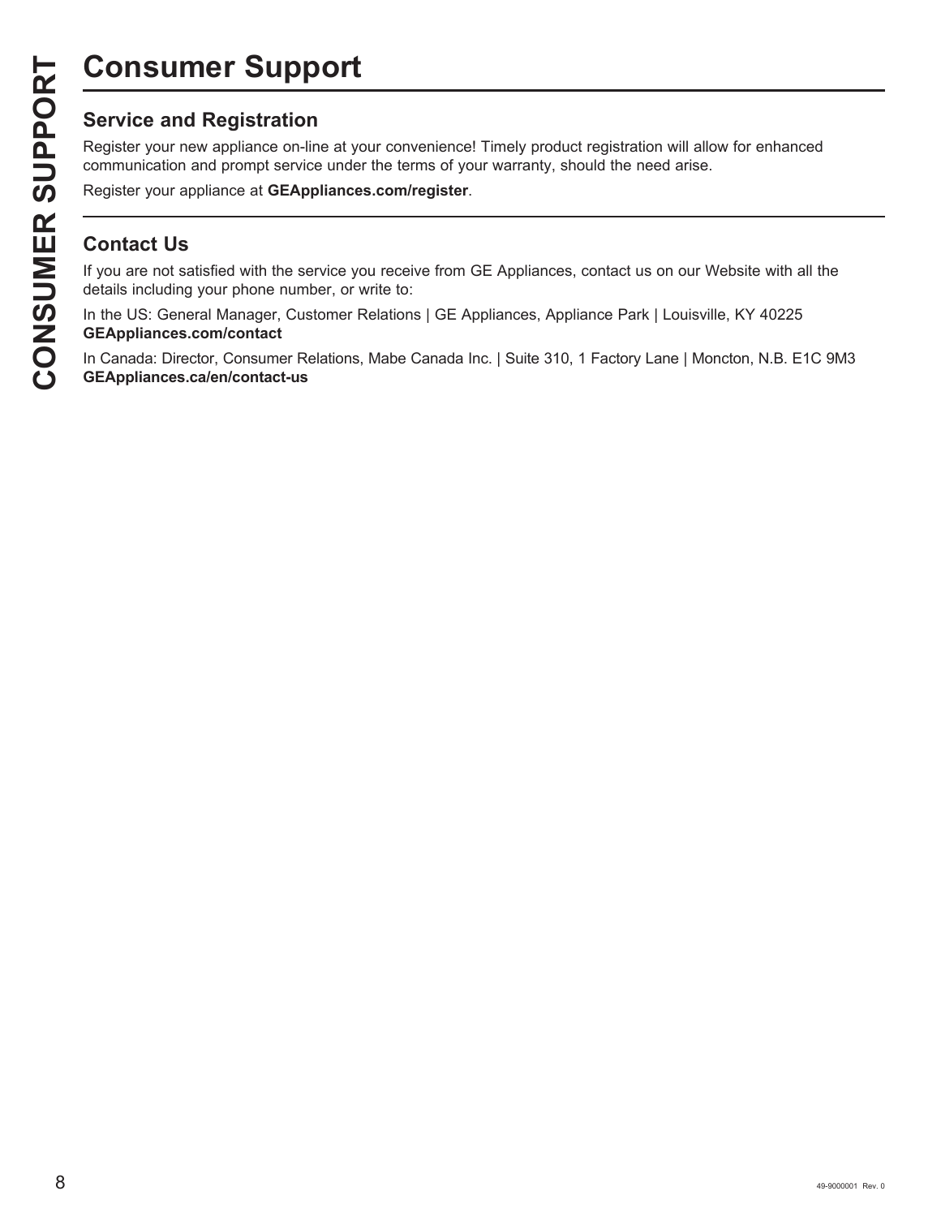# Consumer Support

## Service and Registration

Register your new appliance on-line at your convenience! Timely product registration will allow for enhanced communication and prompt service under the terms of your warranty, should the need arise.

Register your appliance at **GEAppliances.com/register**.

## Contact Us

If you are not satisfied with the service you receive from GE Appliances, contact us on our Website with all the details including your phone number, or write to:

In the US: General Manager, Customer Relations | GE Appliances, Appliance Park | Louisville, KY 40225
**GEAppliances.com/contact**

In Canada: Director, Consumer Relations, Mabe Canada Inc. | Suite 310, 1 Factory Lane | Moncton, N.B. E1C 9M3
**GEAppliances.ca/en/contact-us**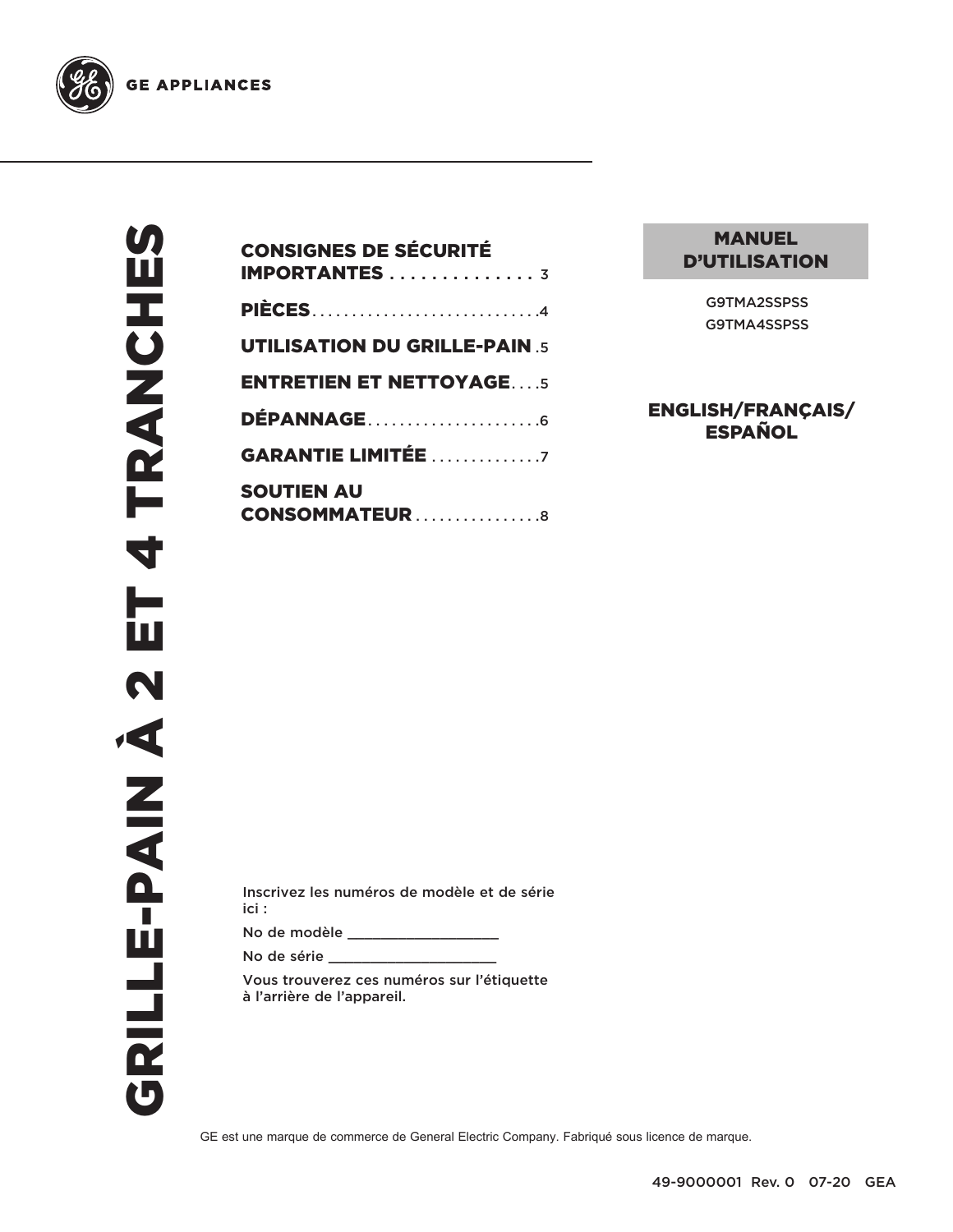GE APPLIANCES

# GRILLE-PAIN À 2 ET 4 TRANCHES

**CONSIGNES DE SÉCURITÉ IMPORTANTES** . . . . . . . . . . . . . . 3

**PIÈCES** . . . . . . . . . . . . . . . . . . . . . . . . . . . .4

**UTILISATION DU GRILLE-PAIN** .5

**ENTRETIEN ET NETTOYAGE** . . . .5

**DÉPANNAGE** . . . . . . . . . . . . . . . . . . . . . .6

**GARANTIE LIMITÉE** . . . . . . . . . . . . . .7

**SOUTIEN AU CONSOMMATEUR** . . . . . . . . . . . . . . . .8

**MANUEL D'UTILISATION**

G9TMA2SSPSS
G9TMA4SSPSS

**ENGLISH/FRANÇAIS/ ESPAÑOL**

Inscrivez les numéros de modèle et de série ici :

No de modèle ___________________

No de série _____________________

Vous trouverez ces numéros sur l'étiquette à l'arrière de l'appareil.

GE est une marque de commerce de General Electric Company. Fabriqué sous licence de marque.

49-9000001 Rev. 0 07-20 GEA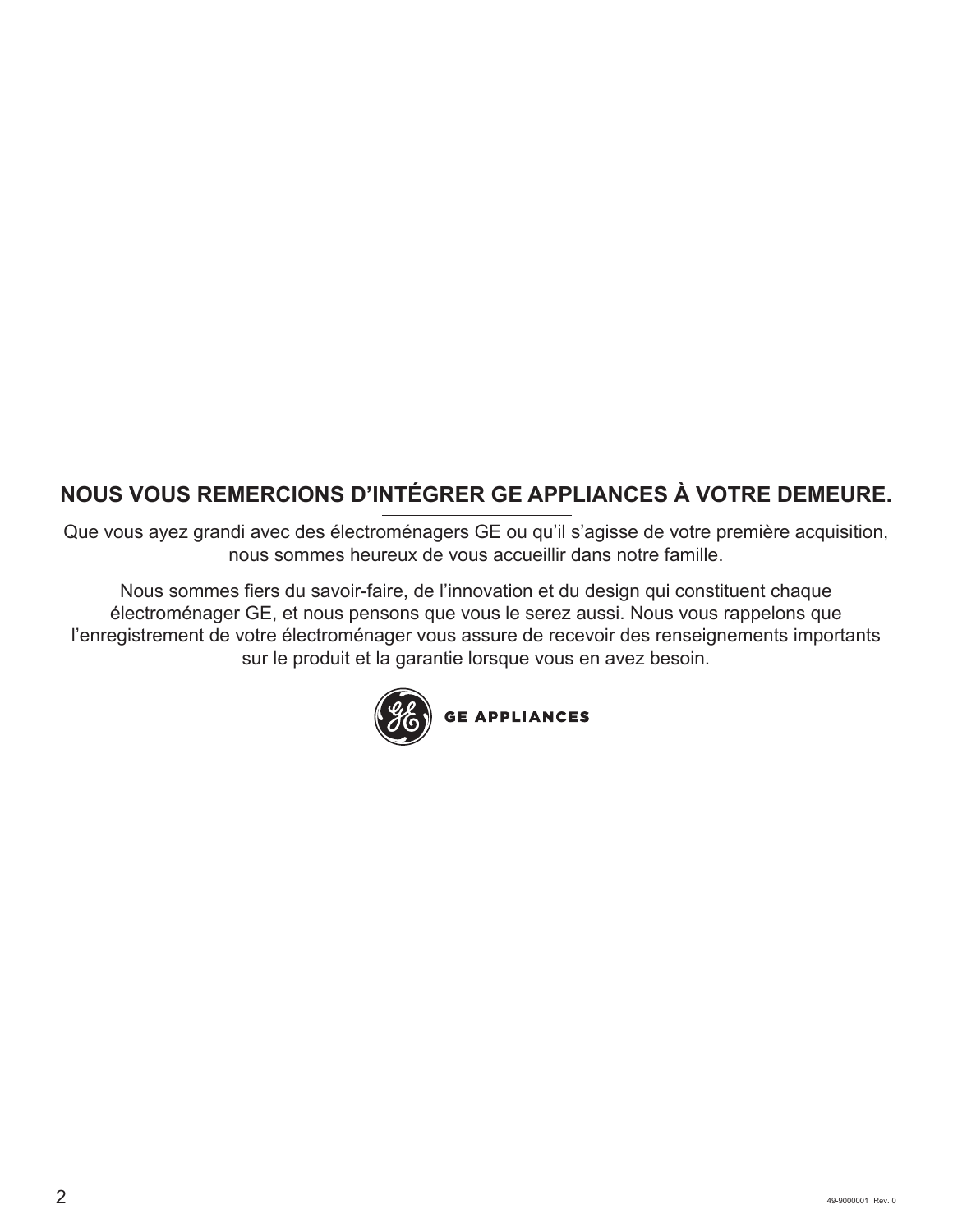## NOUS VOUS REMERCIONS D'INTÉGRER GE APPLIANCES À VOTRE DEMEURE.

Que vous ayez grandi avec des électroménagers GE ou qu'il s'agisse de votre première acquisition, nous sommes heureux de vous accueillir dans notre famille.

Nous sommes fiers du savoir-faire, de l'innovation et du design qui constituent chaque électroménager GE, et nous pensons que vous le serez aussi. Nous vous rappelons que l'enregistrement de votre électroménager vous assure de recevoir des renseignements importants sur le produit et la garantie lorsque vous en avez besoin.

GE APPLIANCES

49-9000001 Rev. 0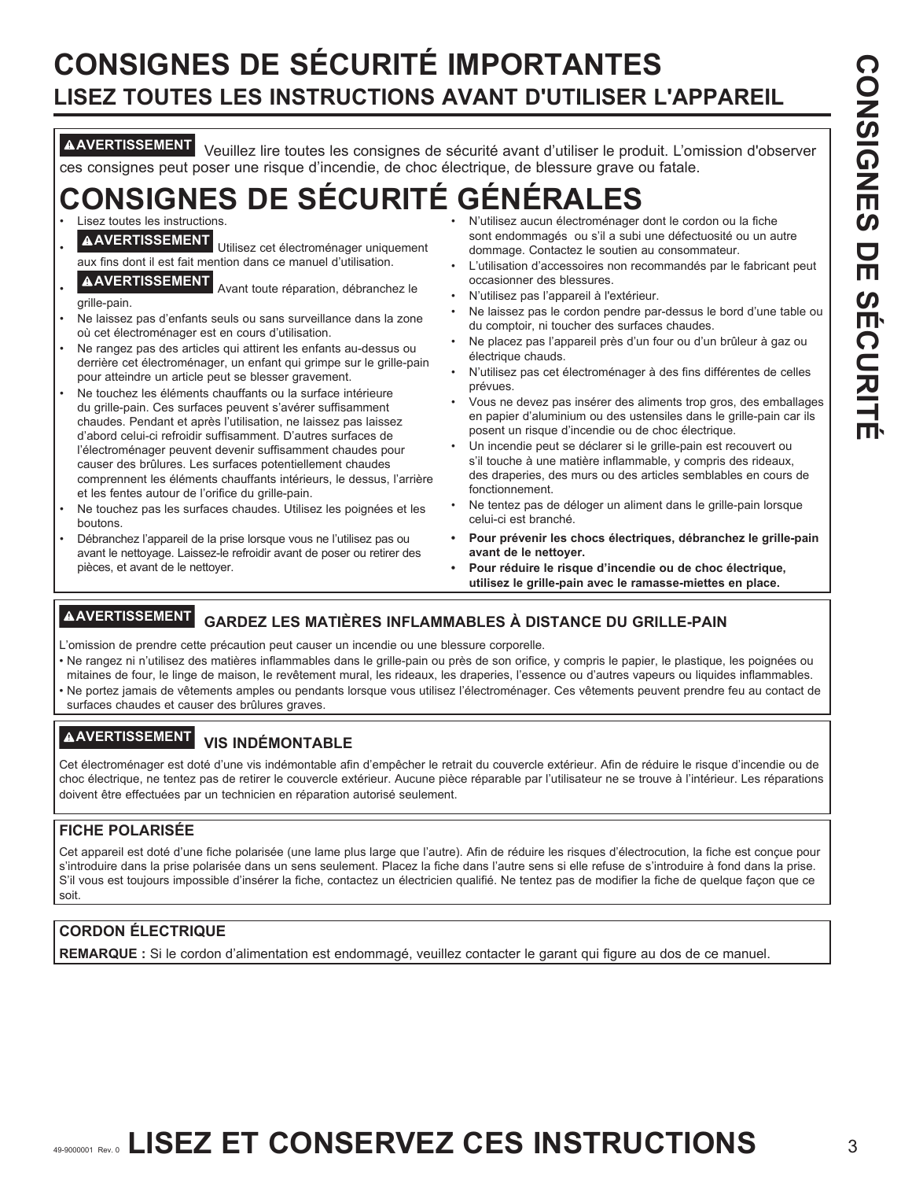# CONSIGNES DE SÉCURITÉ IMPORTANTES

## LISEZ TOUTES LES INSTRUCTIONS AVANT D'UTILISER L'APPAREIL

**⚠AVERTISSEMENT** Veuillez lire toutes les consignes de sécurité avant d'utiliser le produit. L'omission d'observer ces consignes peut poser une risque d'incendie, de choc électrique, de blessure grave ou fatale.

# CONSIGNES DE SÉCURITÉ GÉNÉRALES

- Lisez toutes les instructions.
- **⚠AVERTISSEMENT** Utilisez cet électroménager uniquement aux fins dont il est fait mention dans ce manuel d'utilisation.
- **⚠AVERTISSEMENT** Avant toute réparation, débranchez le grille-pain.
- Ne laissez pas d'enfants seuls ou sans surveillance dans la zone où cet électroménager est en cours d'utilisation.
- Ne rangez pas des articles qui attirent les enfants au-dessus ou derrière cet électroménager, un enfant qui grimpe sur le grille-pain pour atteindre un article peut se blesser gravement.
- Ne touchez les éléments chauffants ou la surface intérieure du grille-pain. Ces surfaces peuvent s'avérer suffisamment chaudes. Pendant et après l'utilisation, ne laissez pas laissez d'abord celui-ci refroidir suffisamment. D'autres surfaces de l'électroménager peuvent devenir suffisamment chaudes pour causer des brûlures. Les surfaces potentiellement chaudes comprennent les éléments chauffants intérieurs, le dessus, l'arrière et les fentes autour de l'orifice du grille-pain.
- Ne touchez pas les surfaces chaudes. Utilisez les poignées et les boutons.
- Débranchez l'appareil de la prise lorsque vous ne l'utilisez pas ou avant le nettoyage. Laissez-le refroidir avant de poser ou retirer des pièces, et avant de le nettoyer.
- N'utilisez aucun électroménager dont le cordon ou la fiche sont endommagés ou s'il a subi une défectuosité ou un autre dommage. Contactez le soutien au consommateur.
- L'utilisation d'accessoires non recommandés par le fabricant peut occasionner des blessures.
- N'utilisez pas l'appareil à l'extérieur.
- Ne laissez pas le cordon pendre par-dessus le bord d'une table ou du comptoir, ni toucher des surfaces chaudes.
- Ne placez pas l'appareil près d'un four ou d'un brûleur à gaz ou électrique chauds.
- N'utilisez pas cet électroménager à des fins différentes de celles prévues.
- Vous ne devez pas insérer des aliments trop gros, des emballages en papier d'aluminium ou des ustensiles dans le grille-pain car ils posent un risque d'incendie ou de choc électrique.
- Un incendie peut se déclarer si le grille-pain est recouvert ou s'il touche à une matière inflammable, y compris des rideaux, des draperies, des murs ou des articles semblables en cours de fonctionnement.
- Ne tentez pas de déloger un aliment dans le grille-pain lorsque celui-ci est branché.
- **Pour prévenir les chocs électriques, débranchez le grille-pain avant de le nettoyer.**
- **Pour réduire le risque d'incendie ou de choc électrique, utilisez le grille-pain avec le ramasse-miettes en place.**

**⚠AVERTISSEMENT** **GARDEZ LES MATIÈRES INFLAMMABLES À DISTANCE DU GRILLE-PAIN**

L'omission de prendre cette précaution peut causer un incendie ou une blessure corporelle.

- Ne rangez ni n'utilisez des matières inflammables dans le grille-pain ou près de son orifice, y compris le papier, le plastique, les poignées ou mitaines de four, le linge de maison, le revêtement mural, les rideaux, les draperies, l'essence ou d'autres vapeurs ou liquides inflammables.
- Ne portez jamais de vêtements amples ou pendants lorsque vous utilisez l'électroménager. Ces vêtements peuvent prendre feu au contact de surfaces chaudes et causer des brûlures graves.

**⚠AVERTISSEMENT** **VIS INDÉMONTABLE**

Cet électroménager est doté d'une vis indémontable afin d'empêcher le retrait du couvercle extérieur. Afin de réduire le risque d'incendie ou de choc électrique, ne tentez pas de retirer le couvercle extérieur. Aucune pièce réparable par l'utilisateur ne se trouve à l'intérieur. Les réparations doivent être effectuées par un technicien en réparation autorisé seulement.

**FICHE POLARISÉE**

Cet appareil est doté d'une fiche polarisée (une lame plus large que l'autre). Afin de réduire les risques d'électrocution, la fiche est conçue pour s'introduire dans la prise polarisée dans un sens seulement. Placez la fiche dans l'autre sens si elle refuse de s'introduire à fond dans la prise. S'il vous est toujours impossible d'insérer la fiche, contactez un électricien qualifié. Ne tentez pas de modifier la fiche de quelque façon que ce soit.

**CORDON ÉLECTRIQUE**

**REMARQUE :** Si le cordon d'alimentation est endommagé, veuillez contacter le garant qui figure au dos de ce manuel.

# LISEZ ET CONSERVEZ CES INSTRUCTIONS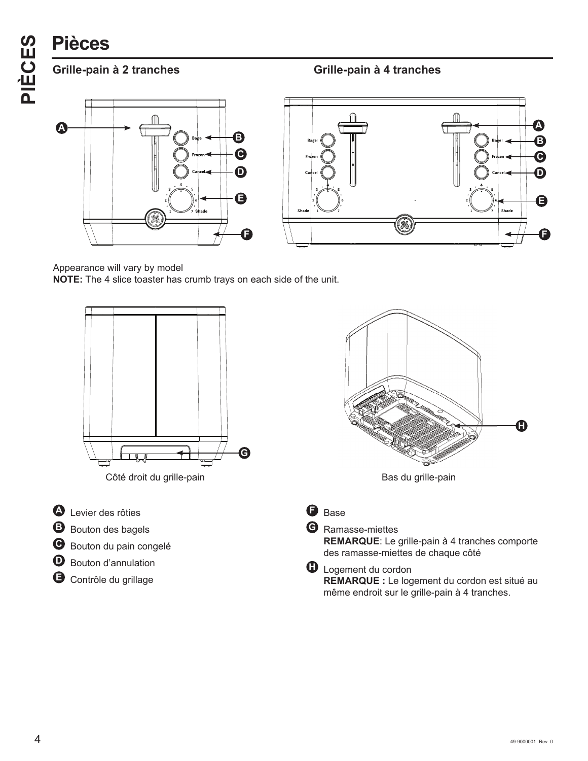# Pièces

**Grille-pain à 2 tranches**

**Grille-pain à 4 tranches**

Appearance will vary by model

**NOTE:** The 4 slice toaster has crumb trays on each side of the unit.

Côté droit du grille-pain

Bas du grille-pain

- **A** Levier des rôties
- **B** Bouton des bagels
- **C** Bouton du pain congelé
- **D** Bouton d'annulation
- **E** Contrôle du grillage
- **F** Base
- **G** Ramasse-miettes
  **REMARQUE**: Le grille-pain à 4 tranches comporte des ramasse-miettes de chaque côté
- **H** Logement du cordon
  **REMARQUE :** Le logement du cordon est situé au même endroit sur le grille-pain à 4 tranches.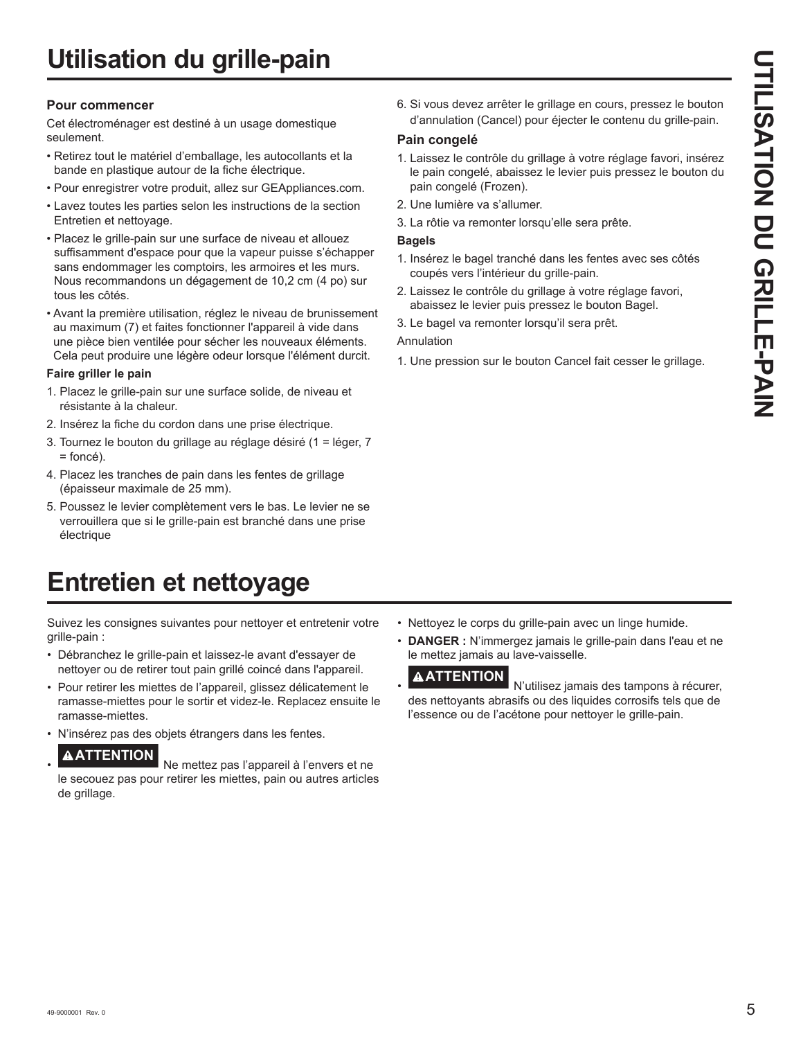# Utilisation du grille-pain

### Pour commencer

Cet électroménager est destiné à un usage domestique seulement.

- Retirez tout le matériel d'emballage, les autocollants et la bande en plastique autour de la fiche électrique.
- Pour enregistrer votre produit, allez sur GEAppliances.com.
- Lavez toutes les parties selon les instructions de la section Entretien et nettoyage.
- Placez le grille-pain sur une surface de niveau et allouez suffisamment d'espace pour que la vapeur puisse s'échapper sans endommager les comptoirs, les armoires et les murs. Nous recommandons un dégagement de 10,2 cm (4 po) sur tous les côtés.
- Avant la première utilisation, réglez le niveau de brunissement au maximum (7) et faites fonctionner l'appareil à vide dans une pièce bien ventilée pour sécher les nouveaux éléments. Cela peut produire une légère odeur lorsque l'élément durcit.

**Faire griller le pain**

1. Placez le grille-pain sur une surface solide, de niveau et résistante à la chaleur.
2. Insérez la fiche du cordon dans une prise électrique.
3. Tournez le bouton du grillage au réglage désiré (1 = léger, 7 = foncé).
4. Placez les tranches de pain dans les fentes de grillage (épaisseur maximale de 25 mm).
5. Poussez le levier complètement vers le bas. Le levier ne se verrouillera que si le grille-pain est branché dans une prise électrique
6. Si vous devez arrêter le grillage en cours, pressez le bouton d'annulation (Cancel) pour éjecter le contenu du grille-pain.

### Pain congelé

1. Laissez le contrôle du grillage à votre réglage favori, insérez le pain congelé, abaissez le levier puis pressez le bouton du pain congelé (Frozen).
2. Une lumière va s'allumer.
3. La rôtie va remonter lorsqu'elle sera prête.

**Bagels**

1. Insérez le bagel tranché dans les fentes avec ses côtés coupés vers l'intérieur du grille-pain.
2. Laissez le contrôle du grillage à votre réglage favori, abaissez le levier puis pressez le bouton Bagel.
3. Le bagel va remonter lorsqu'il sera prêt.

Annulation

1. Une pression sur le bouton Cancel fait cesser le grillage.

# Entretien et nettoyage

Suivez les consignes suivantes pour nettoyer et entretenir votre grille-pain :

- Débranchez le grille-pain et laissez-le avant d'essayer de nettoyer ou de retirer tout pain grillé coincé dans l'appareil.
- Pour retirer les miettes de l'appareil, glissez délicatement le ramasse-miettes pour le sortir et videz-le. Replacez ensuite le ramasse-miettes.
- N'insérez pas des objets étrangers dans les fentes.
- **⚠ATTENTION** Ne mettez pas l'appareil à l'envers et ne le secouez pas pour retirer les miettes, pain ou autres articles de grillage.
- Nettoyez le corps du grille-pain avec un linge humide.
- **DANGER :** N'immergez jamais le grille-pain dans l'eau et ne le mettez jamais au lave-vaisselle.
- **⚠ATTENTION** N'utilisez jamais des tampons à récurer, des nettoyants abrasifs ou des liquides corrosifs tels que de l'essence ou de l'acétone pour nettoyer le grille-pain.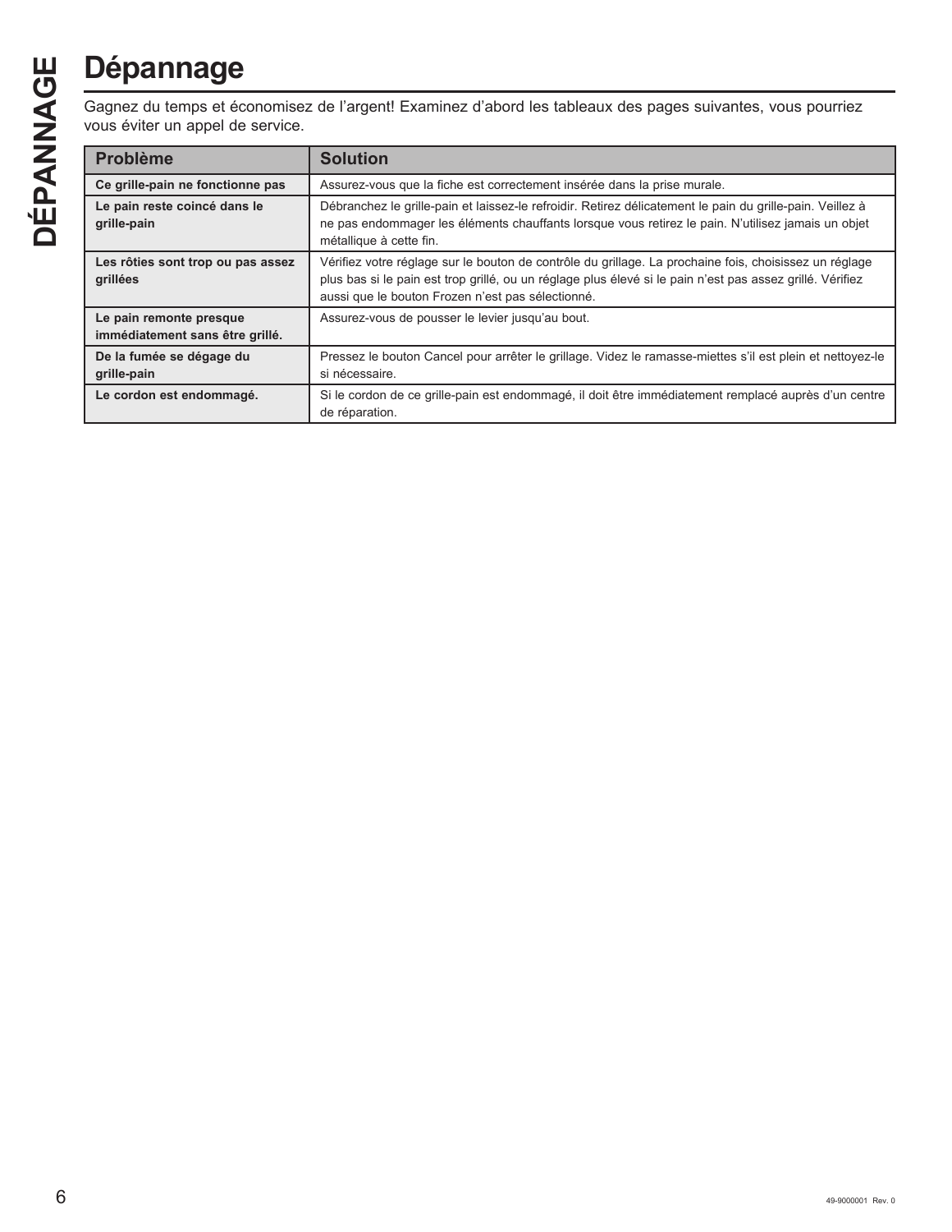# Dépannage

Gagnez du temps et économisez de l'argent! Examinez d'abord les tableaux des pages suivantes, vous pourriez vous éviter un appel de service.

| Problème | Solution |
|---|---|
| **Ce grille-pain ne fonctionne pas** | Assurez-vous que la fiche est correctement insérée dans la prise murale. |
| **Le pain reste coincé dans le grille-pain** | Débranchez le grille-pain et laissez-le refroidir. Retirez délicatement le pain du grille-pain. Veillez à ne pas endommager les éléments chauffants lorsque vous retirez le pain. N'utilisez jamais un objet métallique à cette fin. |
| **Les rôties sont trop ou pas assez grillées** | Vérifiez votre réglage sur le bouton de contrôle du grillage. La prochaine fois, choisissez un réglage plus bas si le pain est trop grillé, ou un réglage plus élevé si le pain n'est pas assez grillé. Vérifiez aussi que le bouton Frozen n'est pas sélectionné. |
| **Le pain remonte presque immédiatement sans être grillé.** | Assurez-vous de pousser le levier jusqu'au bout. |
| **De la fumée se dégage du grille-pain** | Pressez le bouton Cancel pour arrêter le grillage. Videz le ramasse-miettes s'il est plein et nettoyez-le si nécessaire. |
| **Le cordon est endommagé.** | Si le cordon de ce grille-pain est endommagé, il doit être immédiatement remplacé auprès d'un centre de réparation. |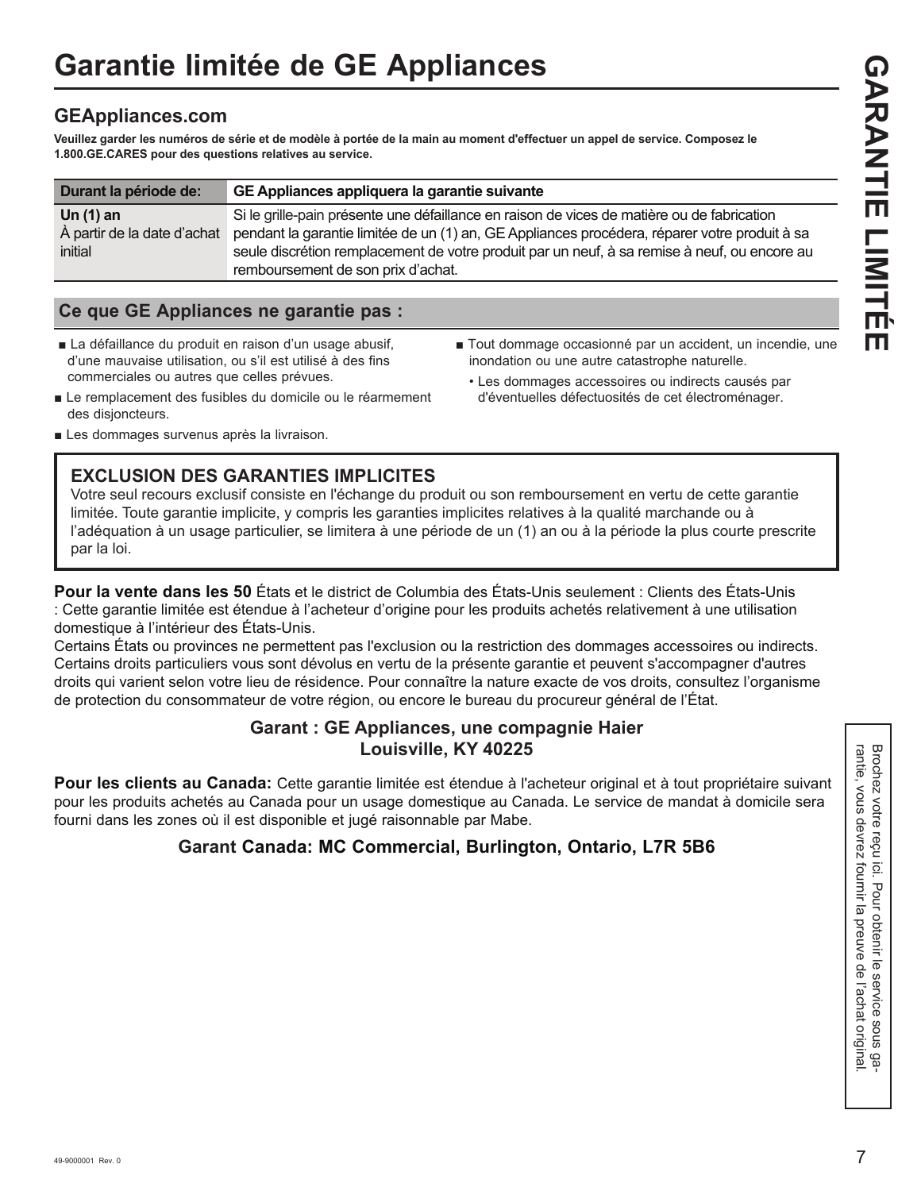# Garantie limitée de GE Appliances

## GEAppliances.com

**Veuillez garder les numéros de série et de modèle à portée de la main au moment d'effectuer un appel de service. Composez le 1.800.GE.CARES pour des questions relatives au service.**

| Durant la période de: | GE Appliances appliquera la garantie suivante |
|---|---|
| **Un (1) an** À partir de la date d'achat initial | Si le grille-pain présente une défaillance en raison de vices de matière ou de fabrication pendant la garantie limitée de un (1) an, GE Appliances procédera, réparer votre produit à sa seule discrétion remplacement de votre produit par un neuf, à sa remise à neuf, ou encore au remboursement de son prix d'achat. |

### Ce que GE Appliances ne garantie pas :

- La défaillance du produit en raison d'un usage abusif, d'une mauvaise utilisation, ou s'il est utilisé à des fins commerciales ou autres que celles prévues.
- Le remplacement des fusibles du domicile ou le réarmement des disjoncteurs.
- Les dommages survenus après la livraison.
- Tout dommage occasionné par un accident, un incendie, une inondation ou une autre catastrophe naturelle.
  - Les dommages accessoires ou indirects causés par d'éventuelles défectuosités de cet électroménager.

### EXCLUSION DES GARANTIES IMPLICITES

Votre seul recours exclusif consiste en l'échange du produit ou son remboursement en vertu de cette garantie limitée. Toute garantie implicite, y compris les garanties implicites relatives à la qualité marchande ou à l'adéquation à un usage particulier, se limitera à une période de un (1) an ou à la période la plus courte prescrite par la loi.

**Pour la vente dans les 50** États et le district de Columbia des États-Unis seulement : Clients des États-Unis : Cette garantie limitée est étendue à l'acheteur d'origine pour les produits achetés relativement à une utilisation domestique à l'intérieur des États-Unis.

Certains États ou provinces ne permettent pas l'exclusion ou la restriction des dommages accessoires ou indirects. Certains droits particuliers vous sont dévolus en vertu de la présente garantie et peuvent s'accompagner d'autres droits qui varient selon votre lieu de résidence. Pour connaître la nature exacte de vos droits, consultez l'organisme de protection du consommateur de votre région, ou encore le bureau du procureur général de l'État.

**Garant : GE Appliances, une compagnie Haier**
**Louisville, KY 40225**

**Pour les clients au Canada:** Cette garantie limitée est étendue à l'acheteur original et à tout propriétaire suivant pour les produits achetés au Canada pour un usage domestique au Canada. Le service de mandat à domicile sera fourni dans les zones où il est disponible et jugé raisonnable par Mabe.

**Garant Canada: MC Commercial, Burlington, Ontario, L7R 5B6**

Brochez votre reçu ici. Pour obtenir le service sous garantie, vous devrez fournir la preuve de l'achat original.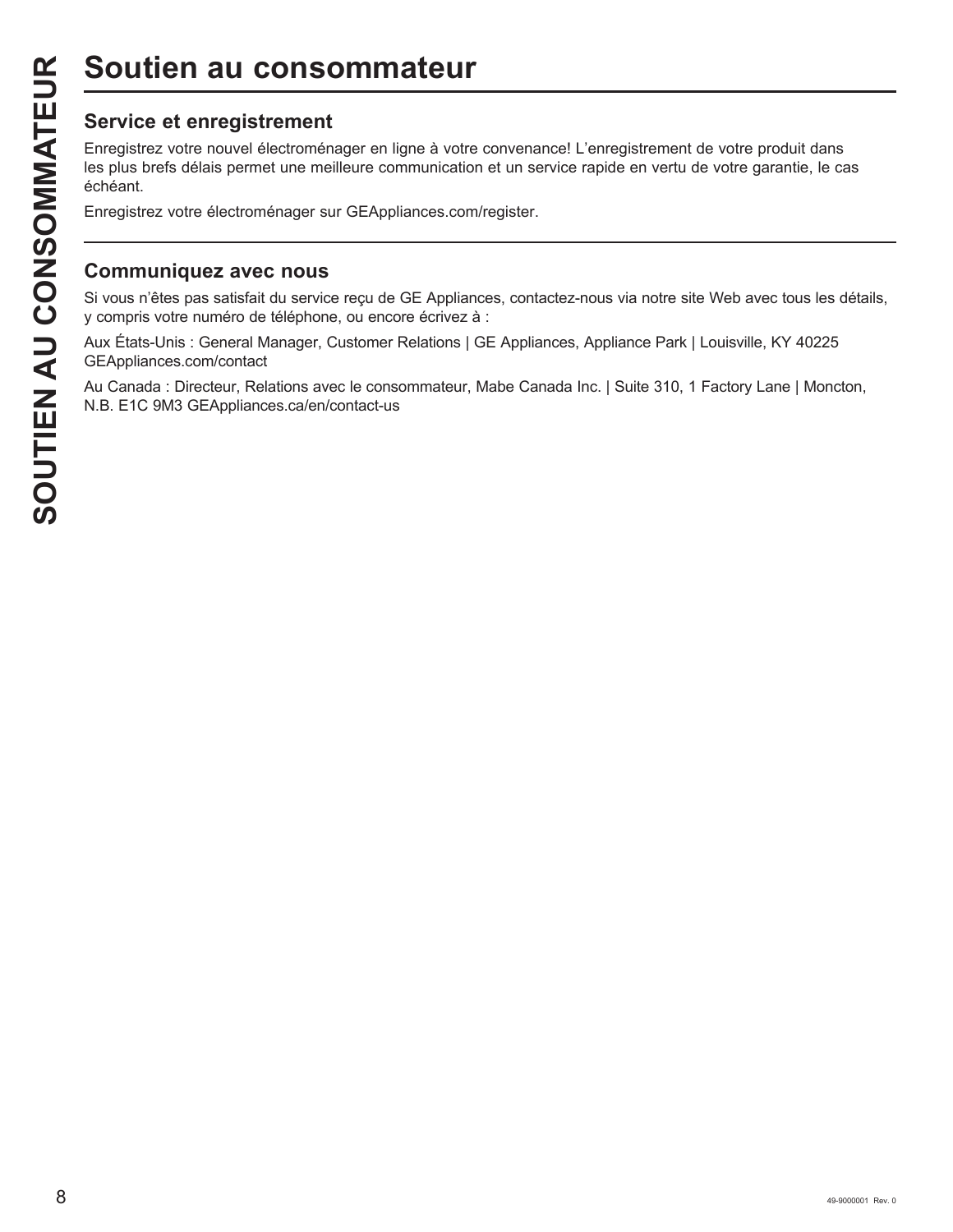# Soutien au consommateur

## Service et enregistrement

Enregistrez votre nouvel électroménager en ligne à votre convenance! L'enregistrement de votre produit dans les plus brefs délais permet une meilleure communication et un service rapide en vertu de votre garantie, le cas échéant.

Enregistrez votre électroménager sur GEAppliances.com/register.

## Communiquez avec nous

Si vous n'êtes pas satisfait du service reçu de GE Appliances, contactez-nous via notre site Web avec tous les détails, y compris votre numéro de téléphone, ou encore écrivez à :

Aux États-Unis : General Manager, Customer Relations | GE Appliances, Appliance Park | Louisville, KY 40225 GEAppliances.com/contact

Au Canada : Directeur, Relations avec le consommateur, Mabe Canada Inc. | Suite 310, 1 Factory Lane | Moncton, N.B. E1C 9M3 GEAppliances.ca/en/contact-us